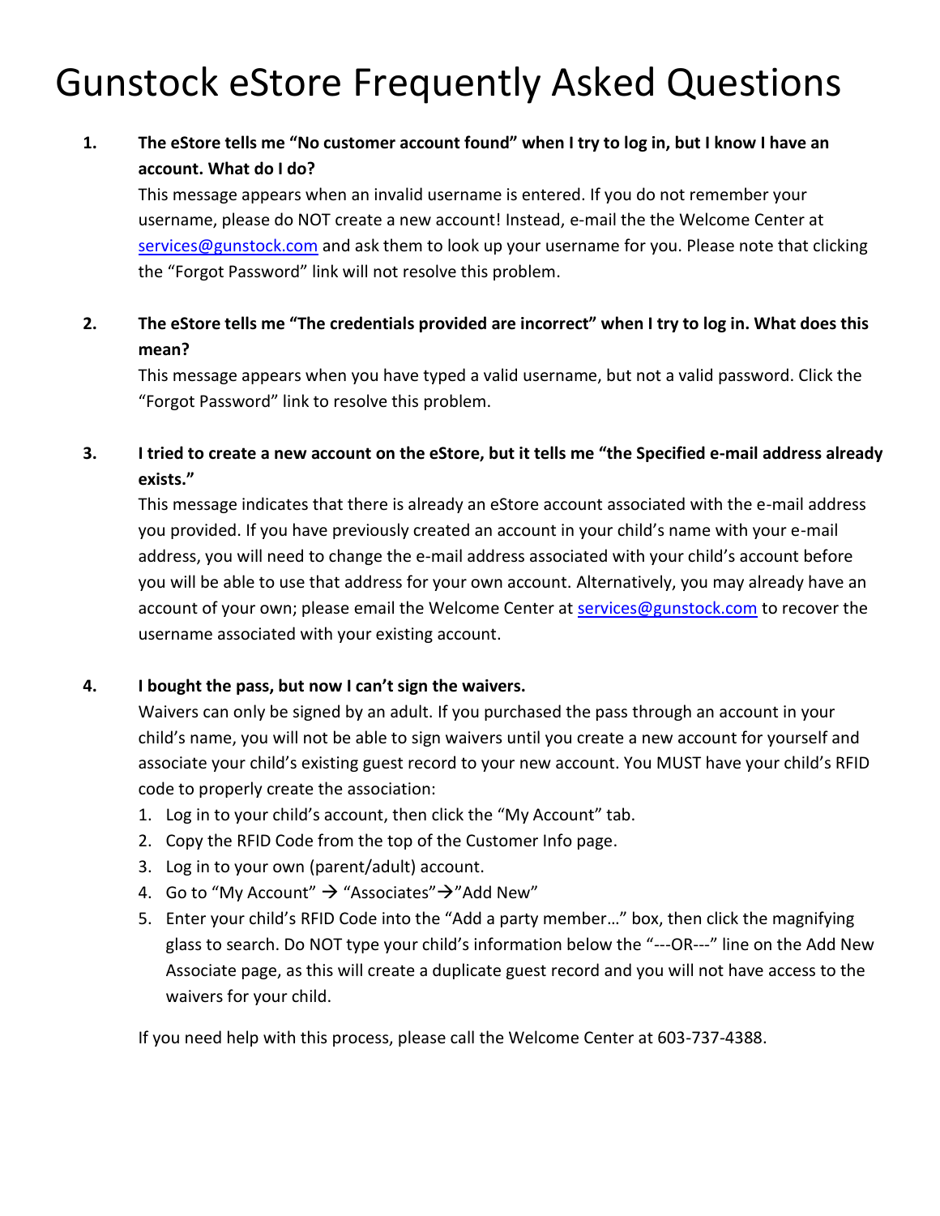# Gunstock eStore Frequently Asked Questions

1. **The eStore tells me "No customer account found" when I try to log in, but I know I have an account. What do I do?**

   This message appears when an invalid username is entered. If you do not remember your username, please do NOT create a new account! Instead, e-mail the the Welcome Center at services@gunstock.com and ask them to look up your username for you. Please note that clicking the "Forgot Password" link will not resolve this problem.

2. **The eStore tells me "The credentials provided are incorrect" when I try to log in. What does this mean?**

   This message appears when you have typed a valid username, but not a valid password. Click the "Forgot Password" link to resolve this problem.

3. **I tried to create a new account on the eStore, but it tells me "the Specified e-mail address already exists."**

   This message indicates that there is already an eStore account associated with the e-mail address you provided. If you have previously created an account in your child's name with your e-mail address, you will need to change the e-mail address associated with your child's account before you will be able to use that address for your own account. Alternatively, you may already have an account of your own; please email the Welcome Center at services@gunstock.com to recover the username associated with your existing account.

4. **I bought the pass, but now I can't sign the waivers.**

   Waivers can only be signed by an adult. If you purchased the pass through an account in your child's name, you will not be able to sign waivers until you create a new account for yourself and associate your child's existing guest record to your new account. You MUST have your child's RFID code to properly create the association:

   1. Log in to your child's account, then click the "My Account" tab.
   2. Copy the RFID Code from the top of the Customer Info page.
   3. Log in to your own (parent/adult) account.
   4. Go to "My Account" → "Associates"→"Add New"
   5. Enter your child's RFID Code into the "Add a party member…" box, then click the magnifying glass to search. Do NOT type your child's information below the "---OR---" line on the Add New Associate page, as this will create a duplicate guest record and you will not have access to the waivers for your child.

   If you need help with this process, please call the Welcome Center at 603-737-4388.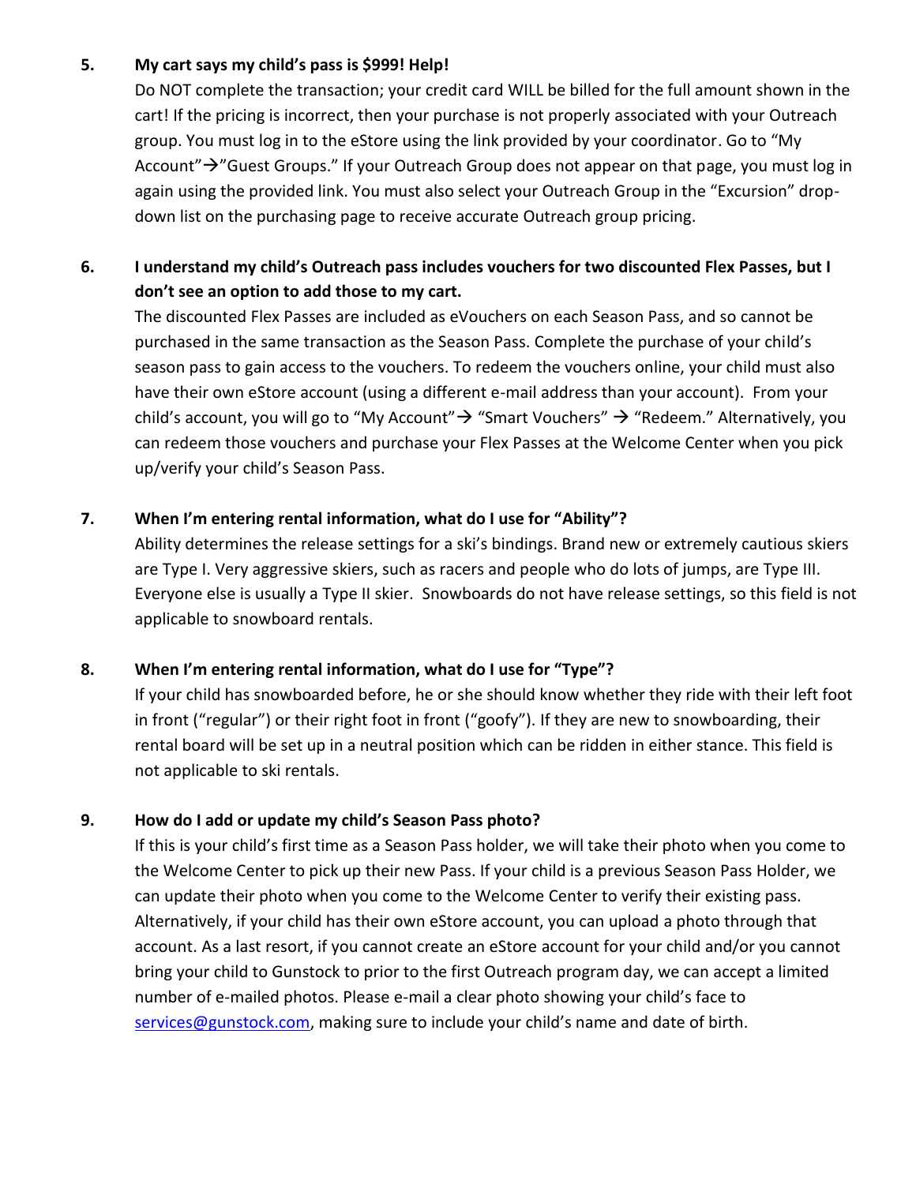5. **My cart says my child's pass is $999! Help!**

   Do NOT complete the transaction; your credit card WILL be billed for the full amount shown in the cart! If the pricing is incorrect, then your purchase is not properly associated with your Outreach group. You must log in to the eStore using the link provided by your coordinator. Go to "My Account"→"Guest Groups." If your Outreach Group does not appear on that page, you must log in again using the provided link. You must also select your Outreach Group in the "Excursion" drop-down list on the purchasing page to receive accurate Outreach group pricing.

6. **I understand my child's Outreach pass includes vouchers for two discounted Flex Passes, but I don't see an option to add those to my cart.**

   The discounted Flex Passes are included as eVouchers on each Season Pass, and so cannot be purchased in the same transaction as the Season Pass. Complete the purchase of your child's season pass to gain access to the vouchers. To redeem the vouchers online, your child must also have their own eStore account (using a different e-mail address than your account). From your child's account, you will go to "My Account"→ "Smart Vouchers" → "Redeem." Alternatively, you can redeem those vouchers and purchase your Flex Passes at the Welcome Center when you pick up/verify your child's Season Pass.

7. **When I'm entering rental information, what do I use for "Ability"?**

   Ability determines the release settings for a ski's bindings. Brand new or extremely cautious skiers are Type I. Very aggressive skiers, such as racers and people who do lots of jumps, are Type III. Everyone else is usually a Type II skier. Snowboards do not have release settings, so this field is not applicable to snowboard rentals.

8. **When I'm entering rental information, what do I use for "Type"?**

   If your child has snowboarded before, he or she should know whether they ride with their left foot in front ("regular") or their right foot in front ("goofy"). If they are new to snowboarding, their rental board will be set up in a neutral position which can be ridden in either stance. This field is not applicable to ski rentals.

9. **How do I add or update my child's Season Pass photo?**

   If this is your child's first time as a Season Pass holder, we will take their photo when you come to the Welcome Center to pick up their new Pass. If your child is a previous Season Pass Holder, we can update their photo when you come to the Welcome Center to verify their existing pass. Alternatively, if your child has their own eStore account, you can upload a photo through that account. As a last resort, if you cannot create an eStore account for your child and/or you cannot bring your child to Gunstock to prior to the first Outreach program day, we can accept a limited number of e-mailed photos. Please e-mail a clear photo showing your child's face to services@gunstock.com, making sure to include your child's name and date of birth.